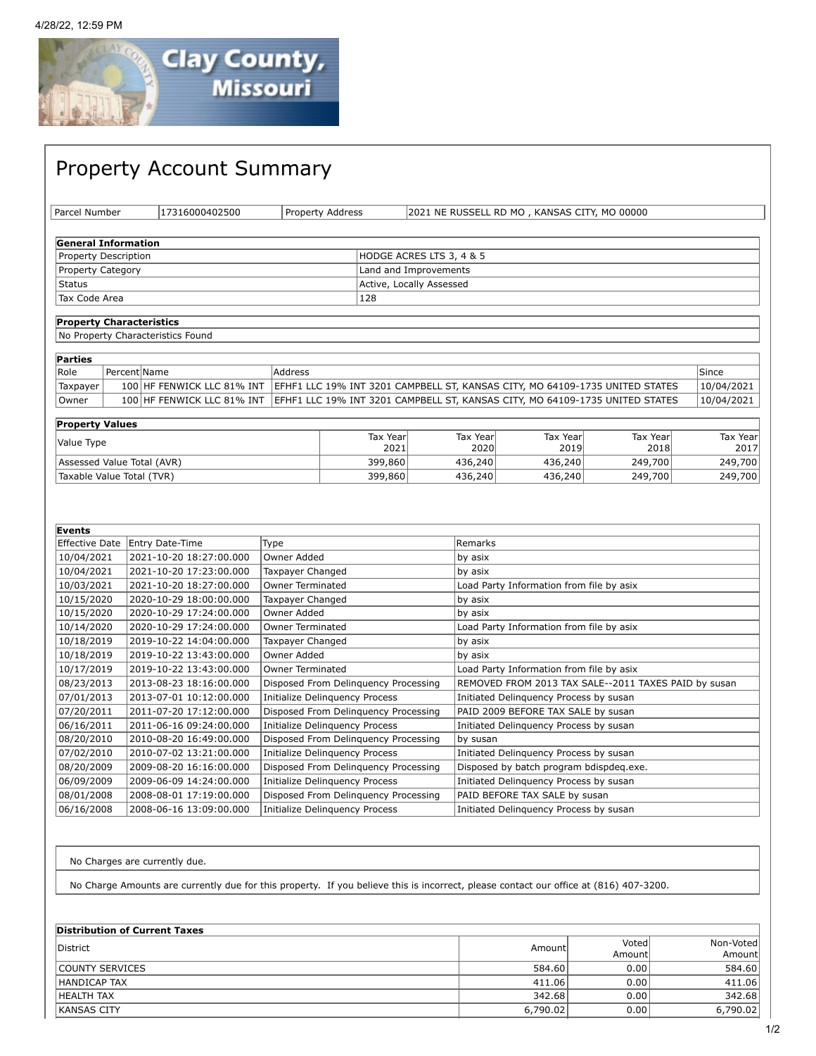4/28/22, 12:59 PM

Clay County, Missouri

# Property Account Summary

| Parcel Number | 17316000402500 | Property Address | 2021 NE RUSSELL RD MO , KANSAS CITY, MO 00000 |
|---|---|---|---|

| General Information | |
|---|---|
| Property Description | HODGE ACRES LTS 3, 4 & 5 |
| Property Category | Land and Improvements |
| Status | Active, Locally Assessed |
| Tax Code Area | 128 |

| Property Characteristics |
|---|
| No Property Characteristics Found |

**Parties**

| Role | Percent | Name | Address | Since |
|---|---|---|---|---|
| Taxpayer | 100 | HF FENWICK LLC 81% INT | EFHF1 LLC 19% INT 3201 CAMPBELL ST, KANSAS CITY, MO 64109-1735 UNITED STATES | 10/04/2021 |
| Owner | 100 | HF FENWICK LLC 81% INT | EFHF1 LLC 19% INT 3201 CAMPBELL ST, KANSAS CITY, MO 64109-1735 UNITED STATES | 10/04/2021 |

**Property Values**

| Value Type | Tax Year 2021 | Tax Year 2020 | Tax Year 2019 | Tax Year 2018 | Tax Year 2017 |
|---|---|---|---|---|---|
| Assessed Value Total (AVR) | 399,860 | 436,240 | 436,240 | 249,700 | 249,700 |
| Taxable Value Total (TVR) | 399,860 | 436,240 | 436,240 | 249,700 | 249,700 |

**Events**

| Effective Date | Entry Date-Time | Type | Remarks |
|---|---|---|---|
| 10/04/2021 | 2021-10-20 18:27:00.000 | Owner Added | by asix |
| 10/04/2021 | 2021-10-20 17:23:00.000 | Taxpayer Changed | by asix |
| 10/03/2021 | 2021-10-20 18:27:00.000 | Owner Terminated | Load Party Information from file by asix |
| 10/15/2020 | 2020-10-29 18:00:00.000 | Taxpayer Changed | by asix |
| 10/15/2020 | 2020-10-29 17:24:00.000 | Owner Added | by asix |
| 10/14/2020 | 2020-10-29 17:24:00.000 | Owner Terminated | Load Party Information from file by asix |
| 10/18/2019 | 2019-10-22 14:04:00.000 | Taxpayer Changed | by asix |
| 10/18/2019 | 2019-10-22 13:43:00.000 | Owner Added | by asix |
| 10/17/2019 | 2019-10-22 13:43:00.000 | Owner Terminated | Load Party Information from file by asix |
| 08/23/2013 | 2013-08-23 18:16:00.000 | Disposed From Delinquency Processing | REMOVED FROM 2013 TAX SALE--2011 TAXES PAID by susan |
| 07/01/2013 | 2013-07-01 10:12:00.000 | Initialize Delinquency Process | Initiated Delinquency Process by susan |
| 07/20/2011 | 2011-07-20 17:12:00.000 | Disposed From Delinquency Processing | PAID 2009 BEFORE TAX SALE by susan |
| 06/16/2011 | 2011-06-16 09:24:00.000 | Initialize Delinquency Process | Initiated Delinquency Process by susan |
| 08/20/2010 | 2010-08-20 16:49:00.000 | Disposed From Delinquency Processing | by susan |
| 07/02/2010 | 2010-07-02 13:21:00.000 | Initialize Delinquency Process | Initiated Delinquency Process by susan |
| 08/20/2009 | 2009-08-20 16:16:00.000 | Disposed From Delinquency Processing | Disposed by batch program bdispdeq.exe. |
| 06/09/2009 | 2009-06-09 14:24:00.000 | Initialize Delinquency Process | Initiated Delinquency Process by susan |
| 08/01/2008 | 2008-08-01 17:19:00.000 | Disposed From Delinquency Processing | PAID BEFORE TAX SALE by susan |
| 06/16/2008 | 2008-06-16 13:09:00.000 | Initialize Delinquency Process | Initiated Delinquency Process by susan |

No Charges are currently due.

No Charge Amounts are currently due for this property. If you believe this is incorrect, please contact our office at (816) 407-3200.

**Distribution of Current Taxes**

| District | Amount | Voted Amount | Non-Voted Amount |
|---|---|---|---|
| COUNTY SERVICES | 584.60 | 0.00 | 584.60 |
| HANDICAP TAX | 411.06 | 0.00 | 411.06 |
| HEALTH TAX | 342.68 | 0.00 | 342.68 |
| KANSAS CITY | 6,790.02 | 0.00 | 6,790.02 |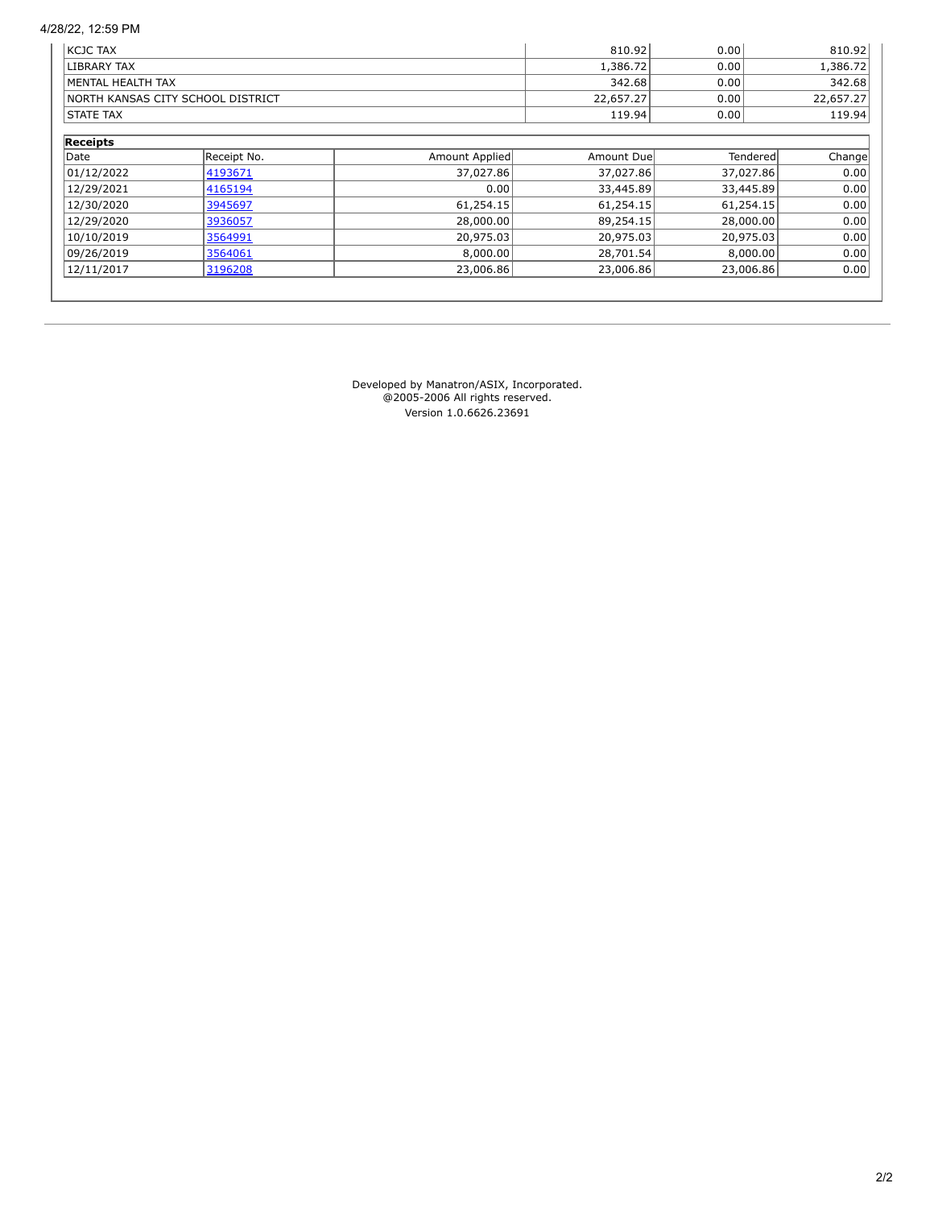| | | | |
|---|---|---|---|
| KCJC TAX | 810.92 | 0.00 | 810.92 |
| LIBRARY TAX | 1,386.72 | 0.00 | 1,386.72 |
| MENTAL HEALTH TAX | 342.68 | 0.00 | 342.68 |
| NORTH KANSAS CITY SCHOOL DISTRICT | 22,657.27 | 0.00 | 22,657.27 |
| STATE TAX | 119.94 | 0.00 | 119.94 |

**Receipts**

| Date | Receipt No. | Amount Applied | Amount Due | Tendered | Change |
|---|---|---|---|---|---|
| 01/12/2022 | 4193671 | 37,027.86 | 37,027.86 | 37,027.86 | 0.00 |
| 12/29/2021 | 4165194 | 0.00 | 33,445.89 | 33,445.89 | 0.00 |
| 12/30/2020 | 3945697 | 61,254.15 | 61,254.15 | 61,254.15 | 0.00 |
| 12/29/2020 | 3936057 | 28,000.00 | 89,254.15 | 28,000.00 | 0.00 |
| 10/10/2019 | 3564991 | 20,975.03 | 20,975.03 | 20,975.03 | 0.00 |
| 09/26/2019 | 3564061 | 8,000.00 | 28,701.54 | 8,000.00 | 0.00 |
| 12/11/2017 | 3196208 | 23,006.86 | 23,006.86 | 23,006.86 | 0.00 |

Developed by Manatron/ASIX, Incorporated.
@2005-2006 All rights reserved.
Version 1.0.6626.23691